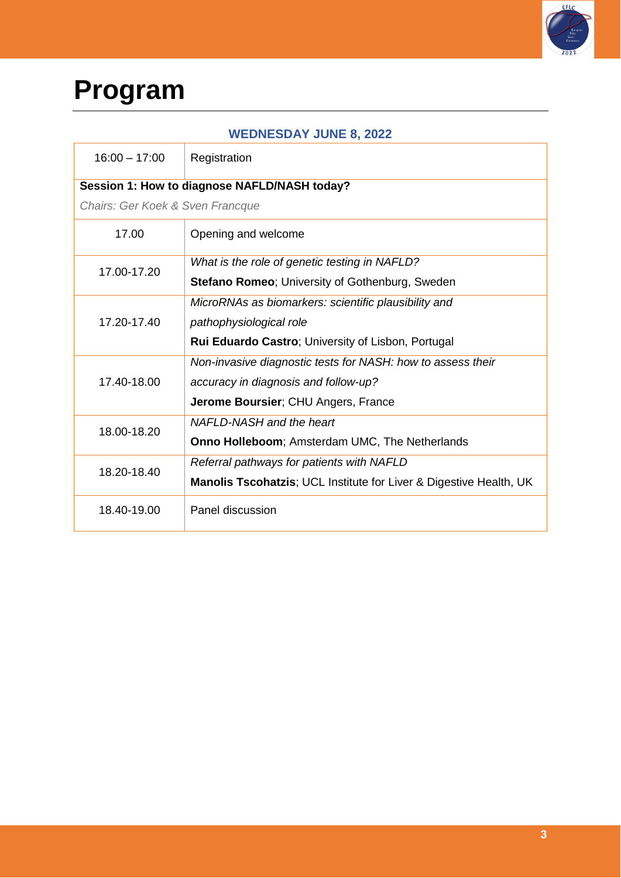# Program

**WEDNESDAY JUNE 8, 2022**

| | |
|---|---|
| 16:00 – 17:00 | Registration |
| **Session 1: How to diagnose NAFLD/NASH today?** *Chairs: Ger Koek & Sven Francque* | |
| 17.00 | Opening and welcome |
| 17.00-17.20 | *What is the role of genetic testing in NAFLD?* **Stefano Romeo**; University of Gothenburg, Sweden |
| 17.20-17.40 | *MicroRNAs as biomarkers: scientific plausibility and pathophysiological role* **Rui Eduardo Castro**; University of Lisbon, Portugal |
| 17.40-18.00 | *Non-invasive diagnostic tests for NASH: how to assess their accuracy in diagnosis and follow-up?* **Jerome Boursier**; CHU Angers, France |
| 18.00-18.20 | *NAFLD-NASH and the heart* **Onno Holleboom**; Amsterdam UMC, The Netherlands |
| 18.20-18.40 | *Referral pathways for patients with NAFLD* **Manolis Tscohatzis**; UCL Institute for Liver & Digestive Health, UK |
| 18.40-19.00 | Panel discussion |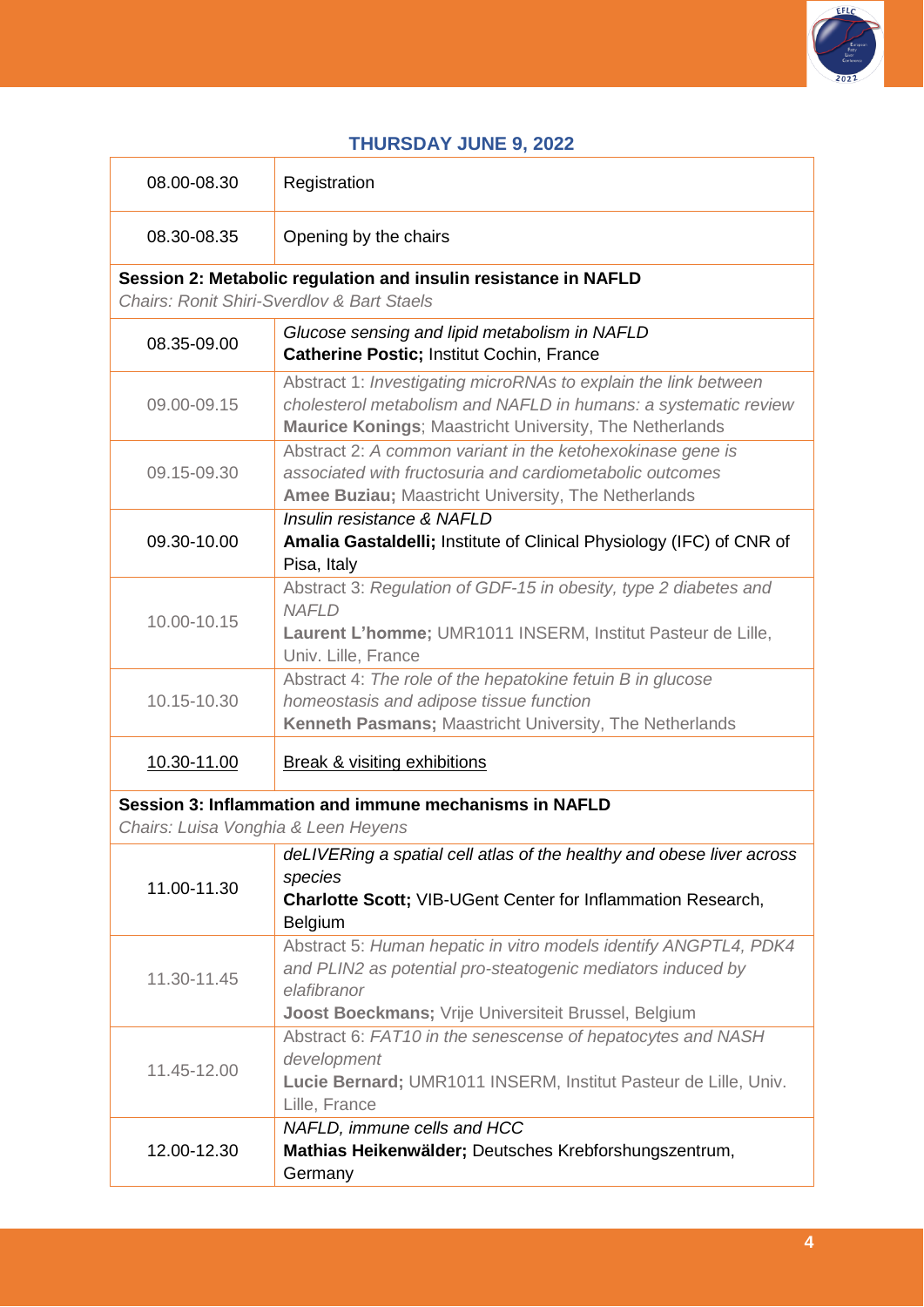## THURSDAY JUNE 9, 2022

| | |
|---|---|
| 08.00-08.30 | Registration |
| 08.30-08.35 | Opening by the chairs |
| **Session 2: Metabolic regulation and insulin resistance in NAFLD** *Chairs: Ronit Shiri-Sverdlov & Bart Staels* | |
| 08.35-09.00 | *Glucose sensing and lipid metabolism in NAFLD* **Catherine Postic;** Institut Cochin, France |
| 09.00-09.15 | Abstract 1: *Investigating microRNAs to explain the link between cholesterol metabolism and NAFLD in humans: a systematic review* **Maurice Konings**; Maastricht University, The Netherlands |
| 09.15-09.30 | Abstract 2: *A common variant in the ketohexokinase gene is associated with fructosuria and cardiometabolic outcomes* **Amee Buziau;** Maastricht University, The Netherlands |
| 09.30-10.00 | *Insulin resistance & NAFLD* **Amalia Gastaldelli;** Institute of Clinical Physiology (IFC) of CNR of Pisa, Italy |
| 10.00-10.15 | Abstract 3: *Regulation of GDF-15 in obesity, type 2 diabetes and NAFLD* **Laurent L'homme;** UMR1011 INSERM, Institut Pasteur de Lille, Univ. Lille, France |
| 10.15-10.30 | Abstract 4: *The role of the hepatokine fetuin B in glucose homeostasis and adipose tissue function* **Kenneth Pasmans;** Maastricht University, The Netherlands |
| 10.30-11.00 | Break & visiting exhibitions |
| **Session 3: Inflammation and immune mechanisms in NAFLD** *Chairs: Luisa Vonghia & Leen Heyens* | |
| 11.00-11.30 | *deLIVERing a spatial cell atlas of the healthy and obese liver across species* **Charlotte Scott;** VIB-UGent Center for Inflammation Research, Belgium |
| 11.30-11.45 | Abstract 5: *Human hepatic in vitro models identify ANGPTL4, PDK4 and PLIN2 as potential pro-steatogenic mediators induced by elafibranor* **Joost Boeckmans;** Vrije Universiteit Brussel, Belgium |
| 11.45-12.00 | Abstract 6: *FAT10 in the senescense of hepatocytes and NASH development* **Lucie Bernard;** UMR1011 INSERM, Institut Pasteur de Lille, Univ. Lille, France |
| 12.00-12.30 | *NAFLD, immune cells and HCC* **Mathias Heikenwälder;** Deutsches Krebforshungszentrum, Germany |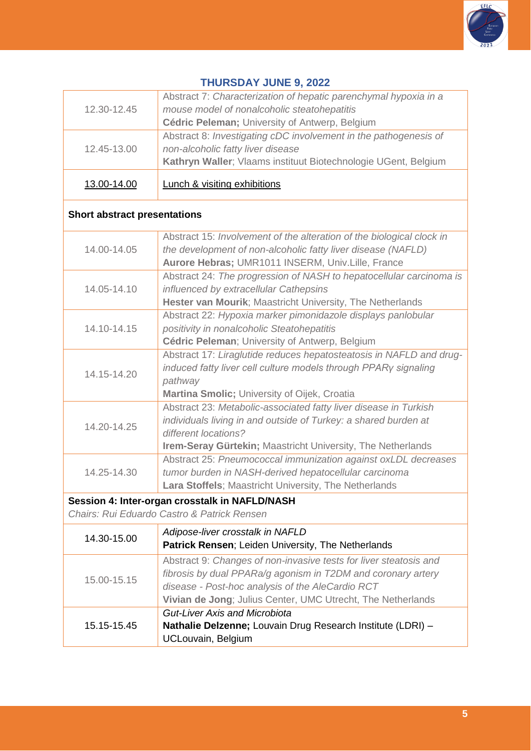## THURSDAY JUNE 9, 2022

| | |
|---|---|
| 12.30-12.45 | Abstract 7: *Characterization of hepatic parenchymal hypoxia in a mouse model of nonalcoholic steatohepatitis*<br>**Cédric Peleman;** University of Antwerp, Belgium |
| 12.45-13.00 | Abstract 8: *Investigating cDC involvement in the pathogenesis of non-alcoholic fatty liver disease*<br>**Kathryn Waller**; Vlaams instituut Biotechnologie UGent, Belgium |
| 13.00-14.00 | Lunch & visiting exhibitions |
| **Short abstract presentations** | |
| 14.00-14.05 | Abstract 15: *Involvement of the alteration of the biological clock in the development of non-alcoholic fatty liver disease (NAFLD)*<br>**Aurore Hebras;** UMR1011 INSERM, Univ.Lille, France |
| 14.05-14.10 | Abstract 24: *The progression of NASH to hepatocellular carcinoma is influenced by extracellular Cathepsins*<br>**Hester van Mourik**; Maastricht University, The Netherlands |
| 14.10-14.15 | Abstract 22: *Hypoxia marker pimonidazole displays panlobular positivity in nonalcoholic Steatohepatitis*<br>**Cédric Peleman**; University of Antwerp, Belgium |
| 14.15-14.20 | Abstract 17: *Liraglutide reduces hepatosteatosis in NAFLD and drug-induced fatty liver cell culture models through PPARγ signaling pathway*<br>**Martina Smolic;** University of Oijek, Croatia |
| 14.20-14.25 | Abstract 23: *Metabolic-associated fatty liver disease in Turkish individuals living in and outside of Turkey: a shared burden at different locations?*<br>**Irem-Seray Gürtekin;** Maastricht University, The Netherlands |
| 14.25-14.30 | Abstract 25: *Pneumococcal immunization against oxLDL decreases tumor burden in NASH-derived hepatocellular carcinoma*<br>**Lara Stoffels**; Maastricht University, The Netherlands |
| **Session 4: Inter-organ crosstalk in NAFLD/NASH**<br>*Chairs: Rui Eduardo Castro & Patrick Rensen* | |
| 14.30-15.00 | *Adipose-liver crosstalk in NAFLD*<br>**Patrick Rensen**; Leiden University, The Netherlands |
| 15.00-15.15 | Abstract 9: *Changes of non-invasive tests for liver steatosis and fibrosis by dual PPARa/g agonism in T2DM and coronary artery disease - Post-hoc analysis of the AleCardio RCT*<br>**Vivian de Jong**; Julius Center, UMC Utrecht, The Netherlands |
| 15.15-15.45 | *Gut-Liver Axis and Microbiota*<br>**Nathalie Delzenne;** Louvain Drug Research Institute (LDRI) – UCLouvain, Belgium |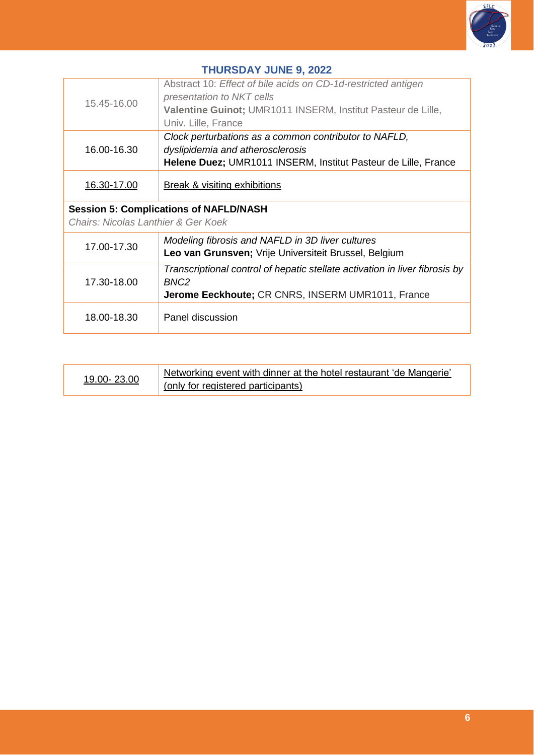## THURSDAY JUNE 9, 2022

| | |
|---|---|
| 15.45-16.00 | Abstract 10: *Effect of bile acids on CD-1d-restricted antigen presentation to NKT cells* **Valentine Guinot;** UMR1011 INSERM, Institut Pasteur de Lille, Univ. Lille, France |
| 16.00-16.30 | *Clock perturbations as a common contributor to NAFLD, dyslipidemia and atherosclerosis* **Helene Duez;** UMR1011 INSERM, Institut Pasteur de Lille, France |
| 16.30-17.00 | Break & visiting exhibitions |
| **Session 5: Complications of NAFLD/NASH** *Chairs: Nicolas Lanthier & Ger Koek* | |
| 17.00-17.30 | *Modeling fibrosis and NAFLD in 3D liver cultures* **Leo van Grunsven;** Vrije Universiteit Brussel, Belgium |
| 17.30-18.00 | *Transcriptional control of hepatic stellate activation in liver fibrosis by BNC2* **Jerome Eeckhoute;** CR CNRS, INSERM UMR1011, France |
| 18.00-18.30 | Panel discussion |

| | |
|---|---|
| 19.00- 23.00 | Networking event with dinner at the hotel restaurant 'de Mangerie' (only for registered participants) |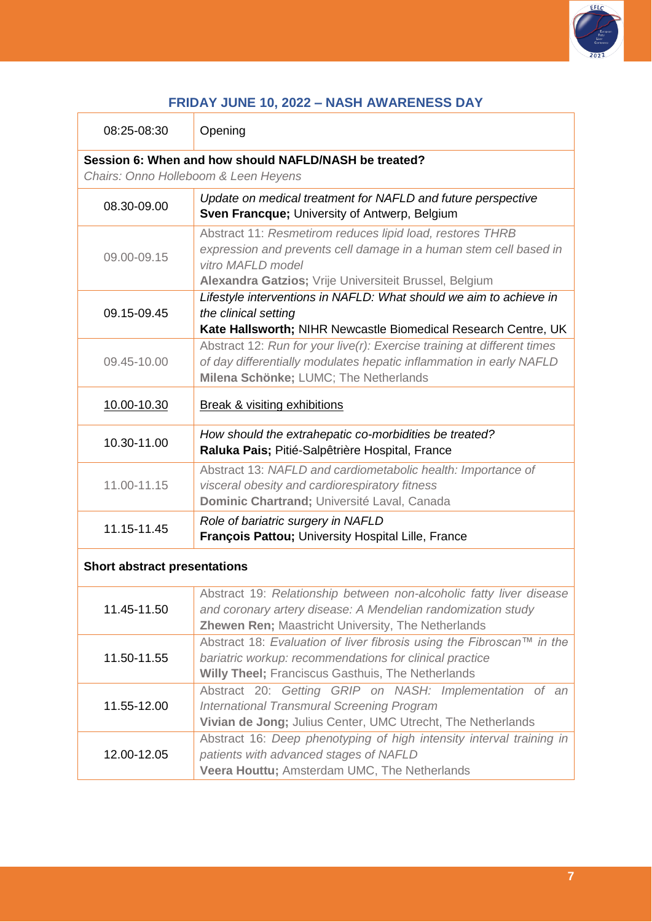## FRIDAY JUNE 10, 2022 – NASH AWARENESS DAY

| | |
|---|---|
| 08:25-08:30 | Opening |
| **Session 6: When and how should NAFLD/NASH be treated?** *Chairs: Onno Holleboom & Leen Heyens* | |
| 08.30-09.00 | *Update on medical treatment for NAFLD and future perspective* **Sven Francque;** University of Antwerp, Belgium |
| 09.00-09.15 | Abstract 11: *Resmetirom reduces lipid load, restores THRB expression and prevents cell damage in a human stem cell based in vitro MAFLD model* **Alexandra Gatzios;** Vrije Universiteit Brussel, Belgium |
| 09.15-09.45 | *Lifestyle interventions in NAFLD: What should we aim to achieve in the clinical setting* **Kate Hallsworth;** NIHR Newcastle Biomedical Research Centre, UK |
| 09.45-10.00 | Abstract 12: *Run for your live(r): Exercise training at different times of day differentially modulates hepatic inflammation in early NAFLD* **Milena Schönke;** LUMC; The Netherlands |
| 10.00-10.30 | Break & visiting exhibitions |
| 10.30-11.00 | *How should the extrahepatic co-morbidities be treated?* **Raluka Pais;** Pitié-Salpêtrière Hospital, France |
| 11.00-11.15 | Abstract 13: *NAFLD and cardiometabolic health: Importance of visceral obesity and cardiorespiratory fitness* **Dominic Chartrand;** Université Laval, Canada |
| 11.15-11.45 | *Role of bariatric surgery in NAFLD* **François Pattou;** University Hospital Lille, France |
| **Short abstract presentations** | |
| 11.45-11.50 | Abstract 19: *Relationship between non-alcoholic fatty liver disease and coronary artery disease: A Mendelian randomization study* **Zhewen Ren;** Maastricht University, The Netherlands |
| 11.50-11.55 | Abstract 18: *Evaluation of liver fibrosis using the Fibroscan™ in the bariatric workup: recommendations for clinical practice* **Willy Theel;** Franciscus Gasthuis, The Netherlands |
| 11.55-12.00 | Abstract 20: *Getting GRIP on NASH: Implementation of an International Transmural Screening Program* **Vivian de Jong;** Julius Center, UMC Utrecht, The Netherlands |
| 12.00-12.05 | Abstract 16: *Deep phenotyping of high intensity interval training in patients with advanced stages of NAFLD* **Veera Houttu;** Amsterdam UMC, The Netherlands |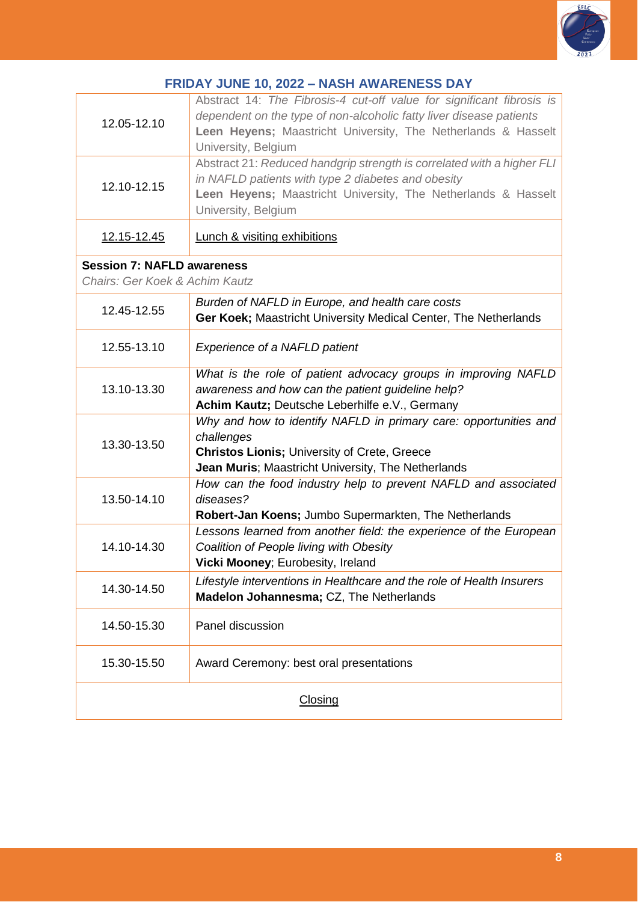## FRIDAY JUNE 10, 2022 – NASH AWARENESS DAY

| | |
|---|---|
| 12.05-12.10 | Abstract 14: *The Fibrosis-4 cut-off value for significant fibrosis is dependent on the type of non-alcoholic fatty liver disease patients*<br>**Leen Heyens;** Maastricht University, The Netherlands & Hasselt University, Belgium |
| 12.10-12.15 | Abstract 21: *Reduced handgrip strength is correlated with a higher FLI in NAFLD patients with type 2 diabetes and obesity*<br>**Leen Heyens;** Maastricht University, The Netherlands & Hasselt University, Belgium |
| 12.15-12.45 | Lunch & visiting exhibitions |
| **Session 7: NAFLD awareness**<br>*Chairs: Ger Koek & Achim Kautz* | |
| 12.45-12.55 | *Burden of NAFLD in Europe, and health care costs*<br>**Ger Koek;** Maastricht University Medical Center, The Netherlands |
| 12.55-13.10 | *Experience of a NAFLD patient* |
| 13.10-13.30 | *What is the role of patient advocacy groups in improving NAFLD awareness and how can the patient guideline help?*<br>**Achim Kautz;** Deutsche Leberhilfe e.V., Germany |
| 13.30-13.50 | *Why and how to identify NAFLD in primary care: opportunities and challenges*<br>**Christos Lionis;** University of Crete, Greece<br>**Jean Muris**; Maastricht University, The Netherlands |
| 13.50-14.10 | *How can the food industry help to prevent NAFLD and associated diseases?*<br>**Robert-Jan Koens;** Jumbo Supermarkten, The Netherlands |
| 14.10-14.30 | *Lessons learned from another field: the experience of the European Coalition of People living with Obesity*<br>**Vicki Mooney**; Eurobesity, Ireland |
| 14.30-14.50 | *Lifestyle interventions in Healthcare and the role of Health Insurers*<br>**Madelon Johannesma;** CZ, The Netherlands |
| 14.50-15.30 | Panel discussion |
| 15.30-15.50 | Award Ceremony: best oral presentations |
| Closing | |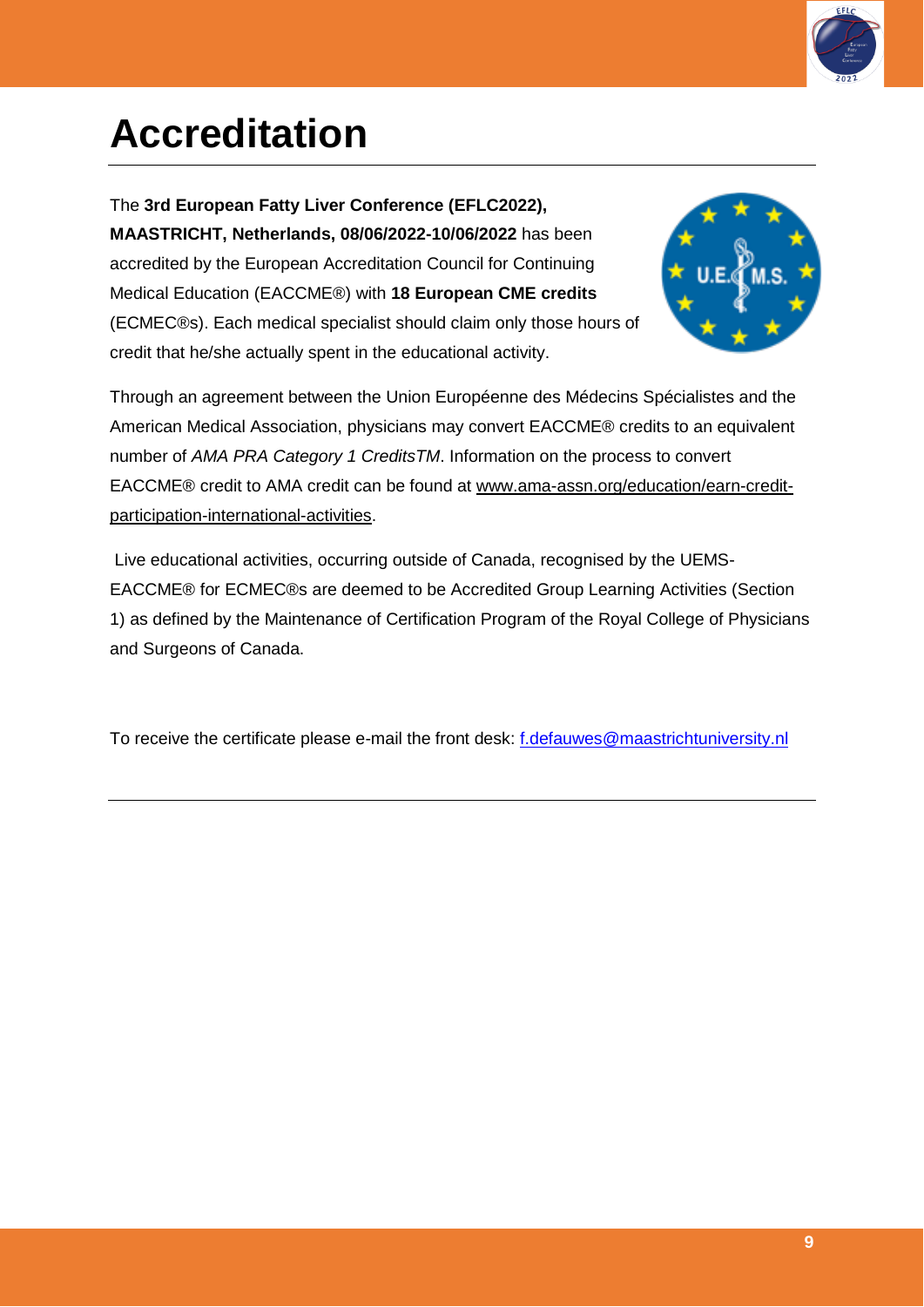# Accreditation

The **3rd European Fatty Liver Conference (EFLC2022), MAASTRICHT, Netherlands, 08/06/2022-10/06/2022** has been accredited by the European Accreditation Council for Continuing Medical Education (EACCME®) with **18 European CME credits** (ECMEC®s). Each medical specialist should claim only those hours of credit that he/she actually spent in the educational activity.

Through an agreement between the Union Européenne des Médecins Spécialistes and the American Medical Association, physicians may convert EACCME® credits to an equivalent number of *AMA PRA Category 1 CreditsTM*. Information on the process to convert EACCME® credit to AMA credit can be found at www.ama-assn.org/education/earn-credit-participation-international-activities.

Live educational activities, occurring outside of Canada, recognised by the UEMS-EACCME® for ECMEC®s are deemed to be Accredited Group Learning Activities (Section 1) as defined by the Maintenance of Certification Program of the Royal College of Physicians and Surgeons of Canada.

To receive the certificate please e-mail the front desk: f.defauwes@maastrichtuniversity.nl